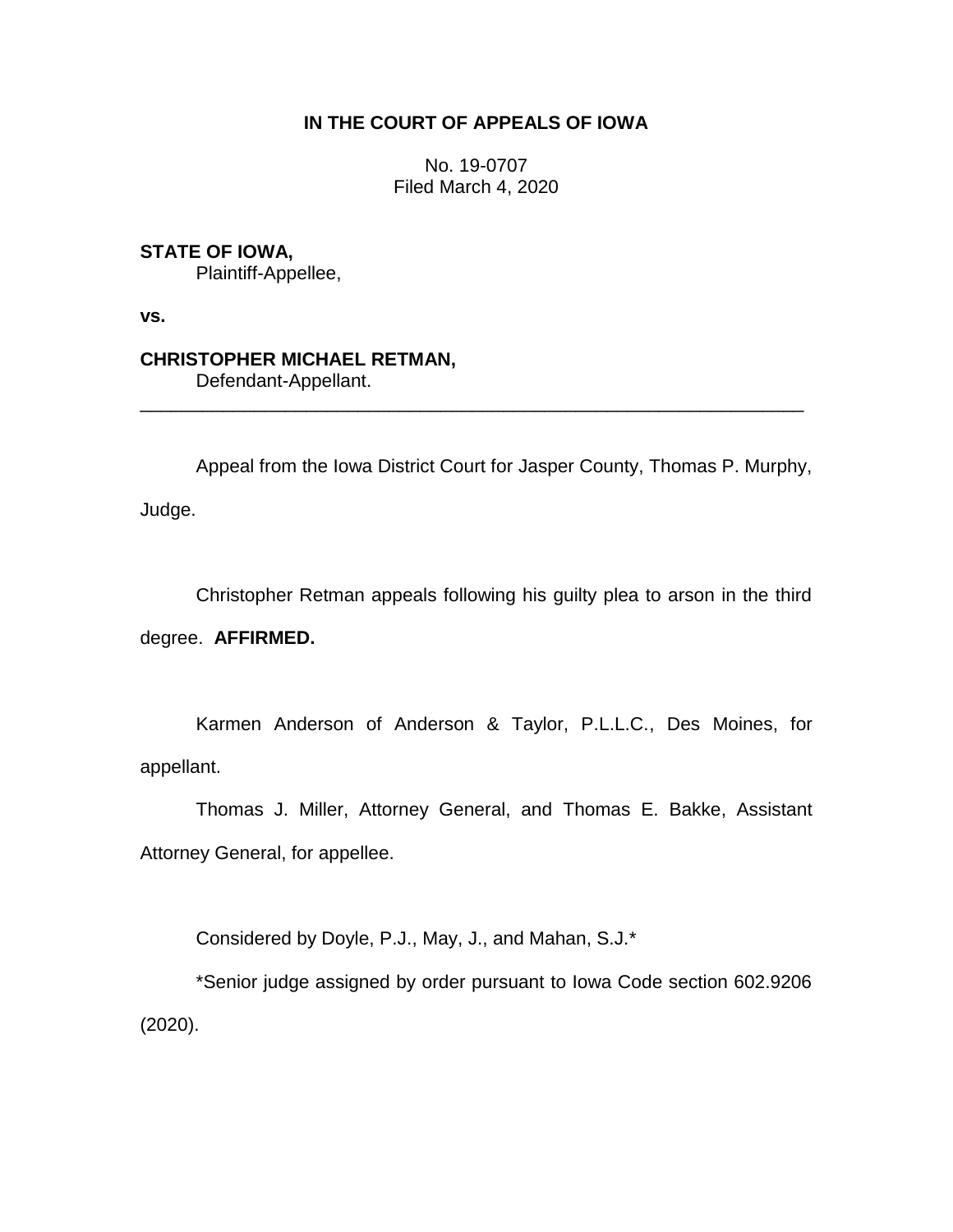**IN THE COURT OF APPEALS OF IOWA**

No. 19-0707
Filed March 4, 2020

**STATE OF IOWA,**
Plaintiff-Appellee,

**vs.**

**CHRISTOPHER MICHAEL RETMAN,**
Defendant-Appellant.

---

Appeal from the Iowa District Court for Jasper County, Thomas P. Murphy, Judge.

Christopher Retman appeals following his guilty plea to arson in the third degree. **AFFIRMED.**

Karmen Anderson of Anderson & Taylor, P.L.L.C., Des Moines, for appellant.

Thomas J. Miller, Attorney General, and Thomas E. Bakke, Assistant Attorney General, for appellee.

Considered by Doyle, P.J., May, J., and Mahan, S.J.*

*Senior judge assigned by order pursuant to Iowa Code section 602.9206 (2020).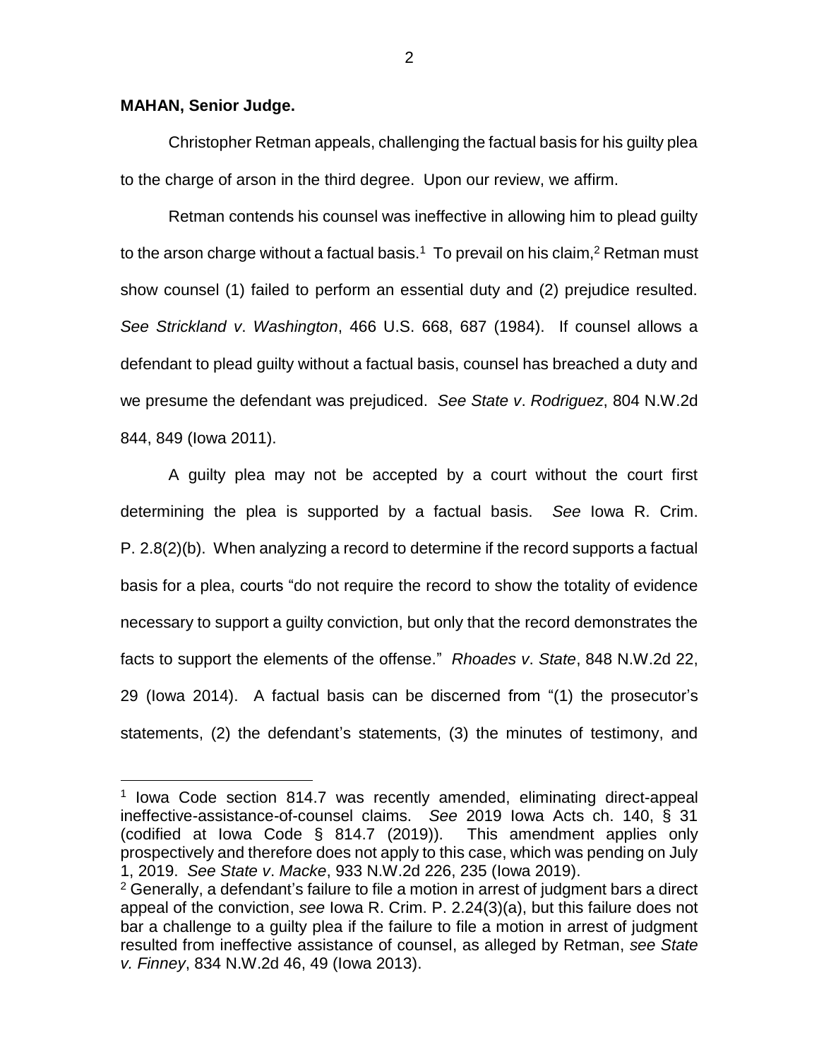**MAHAN, Senior Judge.**

Christopher Retman appeals, challenging the factual basis for his guilty plea to the charge of arson in the third degree. Upon our review, we affirm.

Retman contends his counsel was ineffective in allowing him to plead guilty to the arson charge without a factual basis.[1] To prevail on his claim,[2] Retman must show counsel (1) failed to perform an essential duty and (2) prejudice resulted. *See Strickland v. Washington*, 466 U.S. 668, 687 (1984). If counsel allows a defendant to plead guilty without a factual basis, counsel has breached a duty and we presume the defendant was prejudiced. *See State v. Rodriguez*, 804 N.W.2d 844, 849 (Iowa 2011).

A guilty plea may not be accepted by a court without the court first determining the plea is supported by a factual basis. *See* Iowa R. Crim. P. 2.8(2)(b). When analyzing a record to determine if the record supports a factual basis for a plea, courts "do not require the record to show the totality of evidence necessary to support a guilty conviction, but only that the record demonstrates the facts to support the elements of the offense." *Rhoades v. State*, 848 N.W.2d 22, 29 (Iowa 2014). A factual basis can be discerned from "(1) the prosecutor's statements, (2) the defendant's statements, (3) the minutes of testimony, and

---

[1] Iowa Code section 814.7 was recently amended, eliminating direct-appeal ineffective-assistance-of-counsel claims. *See* 2019 Iowa Acts ch. 140, § 31 (codified at Iowa Code § 814.7 (2019)). This amendment applies only prospectively and therefore does not apply to this case, which was pending on July 1, 2019. *See State v. Macke*, 933 N.W.2d 226, 235 (Iowa 2019).

[2] Generally, a defendant's failure to file a motion in arrest of judgment bars a direct appeal of the conviction, *see* Iowa R. Crim. P. 2.24(3)(a), but this failure does not bar a challenge to a guilty plea if the failure to file a motion in arrest of judgment resulted from ineffective assistance of counsel, as alleged by Retman, *see State v. Finney*, 834 N.W.2d 46, 49 (Iowa 2013).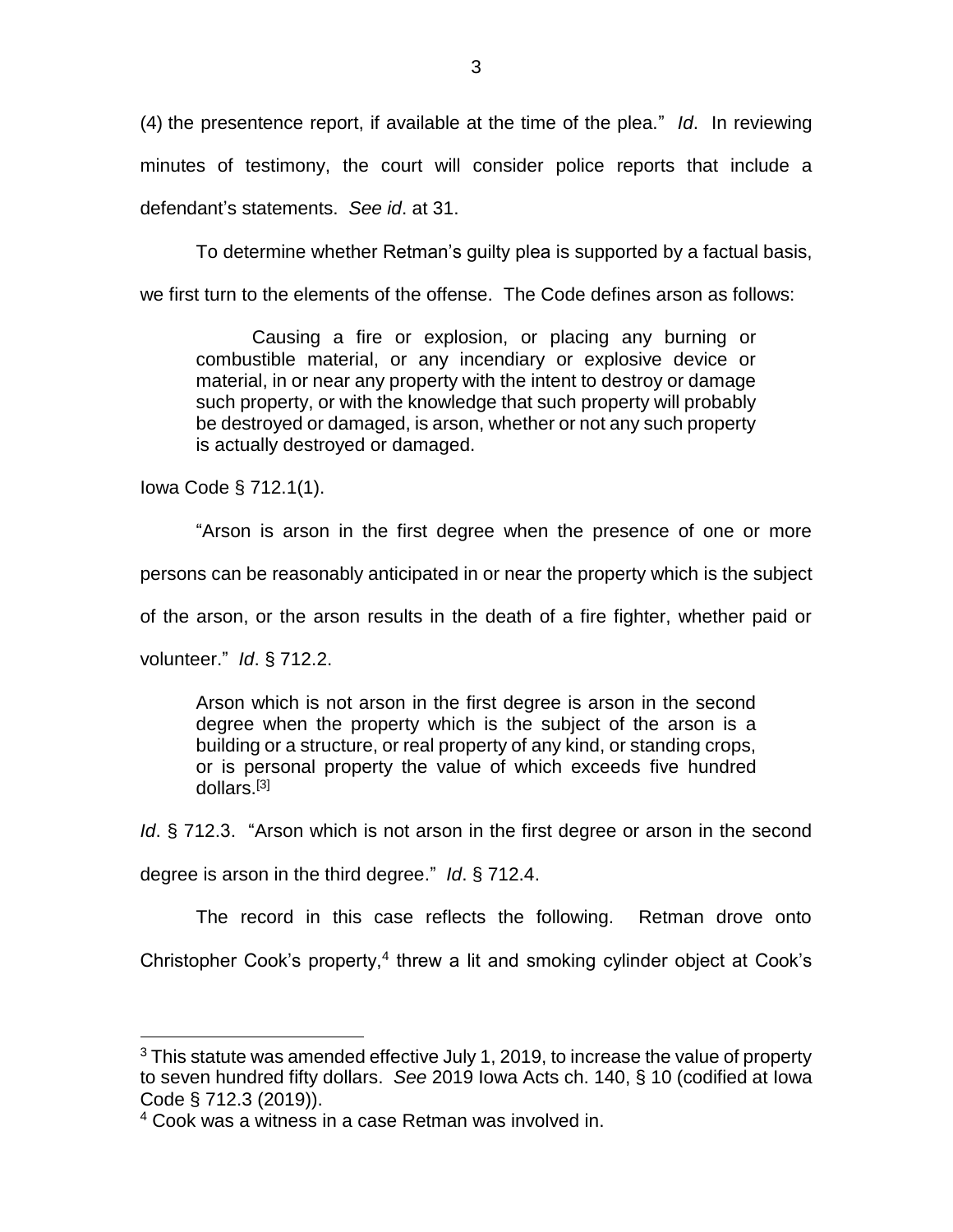(4) the presentence report, if available at the time of the plea." *Id*. In reviewing minutes of testimony, the court will consider police reports that include a defendant's statements. *See id*. at 31.

To determine whether Retman's guilty plea is supported by a factual basis, we first turn to the elements of the offense. The Code defines arson as follows:

> Causing a fire or explosion, or placing any burning or combustible material, or any incendiary or explosive device or material, in or near any property with the intent to destroy or damage such property, or with the knowledge that such property will probably be destroyed or damaged, is arson, whether or not any such property is actually destroyed or damaged.

Iowa Code § 712.1(1).

"Arson is arson in the first degree when the presence of one or more persons can be reasonably anticipated in or near the property which is the subject of the arson, or the arson results in the death of a fire fighter, whether paid or volunteer." *Id*. § 712.2.

> Arson which is not arson in the first degree is arson in the second degree when the property which is the subject of the arson is a building or a structure, or real property of any kind, or standing crops, or is personal property the value of which exceeds five hundred dollars.[3]

*Id*. § 712.3. "Arson which is not arson in the first degree or arson in the second degree is arson in the third degree." *Id*. § 712.4.

The record in this case reflects the following. Retman drove onto Christopher Cook's property,[4] threw a lit and smoking cylinder object at Cook's

---

[3] This statute was amended effective July 1, 2019, to increase the value of property to seven hundred fifty dollars. *See* 2019 Iowa Acts ch. 140, § 10 (codified at Iowa Code § 712.3 (2019)).

[4] Cook was a witness in a case Retman was involved in.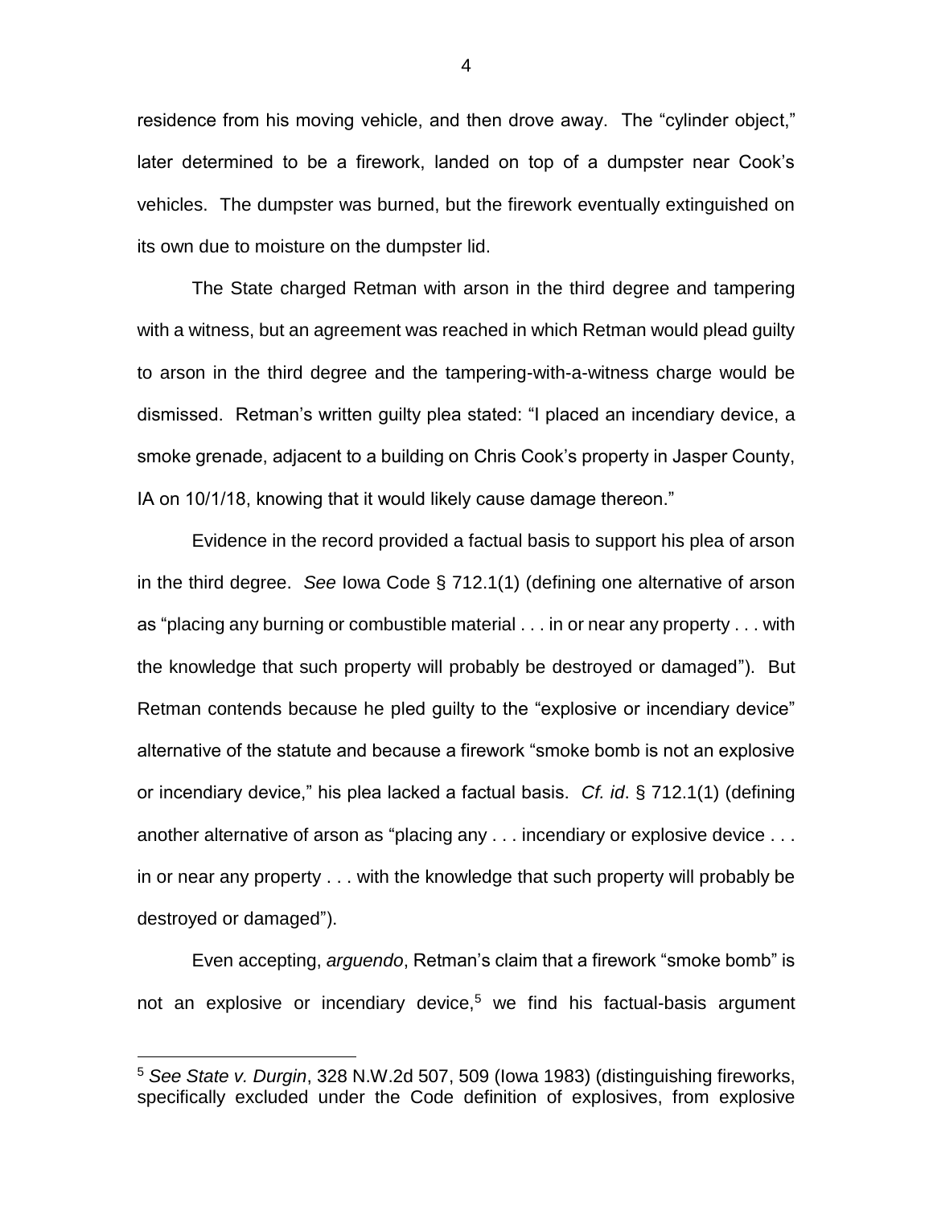residence from his moving vehicle, and then drove away. The "cylinder object," later determined to be a firework, landed on top of a dumpster near Cook's vehicles. The dumpster was burned, but the firework eventually extinguished on its own due to moisture on the dumpster lid.

The State charged Retman with arson in the third degree and tampering with a witness, but an agreement was reached in which Retman would plead guilty to arson in the third degree and the tampering-with-a-witness charge would be dismissed. Retman's written guilty plea stated: "I placed an incendiary device, a smoke grenade, adjacent to a building on Chris Cook's property in Jasper County, IA on 10/1/18, knowing that it would likely cause damage thereon."

Evidence in the record provided a factual basis to support his plea of arson in the third degree. *See* Iowa Code § 712.1(1) (defining one alternative of arson as "placing any burning or combustible material . . . in or near any property . . . with the knowledge that such property will probably be destroyed or damaged"). But Retman contends because he pled guilty to the "explosive or incendiary device" alternative of the statute and because a firework "smoke bomb is not an explosive or incendiary device," his plea lacked a factual basis. *Cf. id*. § 712.1(1) (defining another alternative of arson as "placing any . . . incendiary or explosive device . . . in or near any property . . . with the knowledge that such property will probably be destroyed or damaged").

Even accepting, *arguendo*, Retman's claim that a firework "smoke bomb" is not an explosive or incendiary device,[5] we find his factual-basis argument

[5] *See State v. Durgin*, 328 N.W.2d 507, 509 (Iowa 1983) (distinguishing fireworks, specifically excluded under the Code definition of explosives, from explosive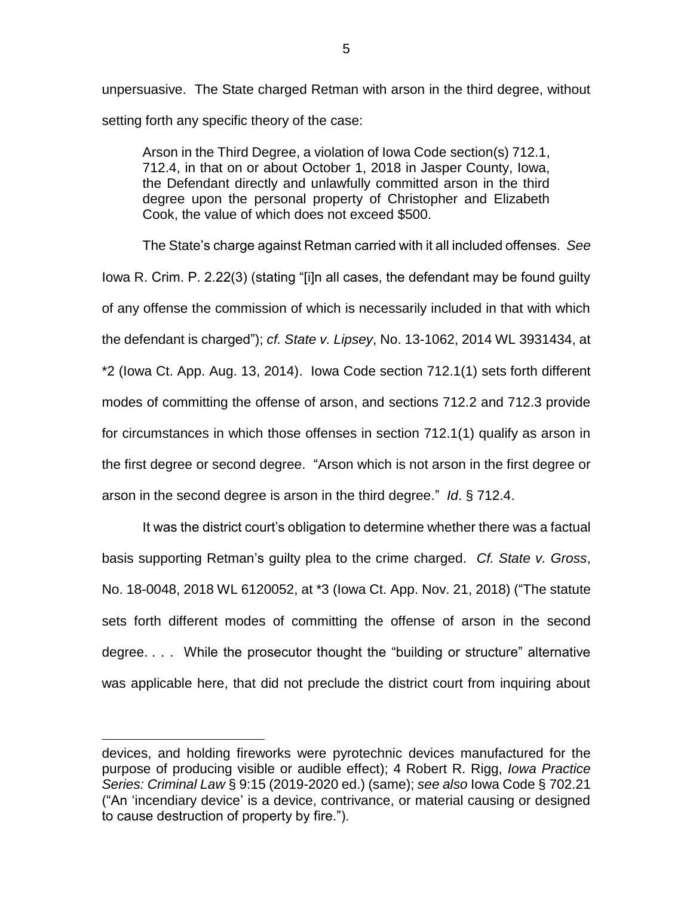unpersuasive. The State charged Retman with arson in the third degree, without setting forth any specific theory of the case:

> Arson in the Third Degree, a violation of Iowa Code section(s) 712.1, 712.4, in that on or about October 1, 2018 in Jasper County, Iowa, the Defendant directly and unlawfully committed arson in the third degree upon the personal property of Christopher and Elizabeth Cook, the value of which does not exceed $500.

The State's charge against Retman carried with it all included offenses. *See* Iowa R. Crim. P. 2.22(3) (stating "[i]n all cases, the defendant may be found guilty of any offense the commission of which is necessarily included in that with which the defendant is charged"); *cf. State v. Lipsey*, No. 13-1062, 2014 WL 3931434, at *2 (Iowa Ct. App. Aug. 13, 2014). Iowa Code section 712.1(1) sets forth different modes of committing the offense of arson, and sections 712.2 and 712.3 provide for circumstances in which those offenses in section 712.1(1) qualify as arson in the first degree or second degree. "Arson which is not arson in the first degree or arson in the second degree is arson in the third degree." *Id*. § 712.4.

It was the district court's obligation to determine whether there was a factual basis supporting Retman's guilty plea to the crime charged. *Cf. State v. Gross*, No. 18-0048, 2018 WL 6120052, at *3 (Iowa Ct. App. Nov. 21, 2018) ("The statute sets forth different modes of committing the offense of arson in the second degree. . . . While the prosecutor thought the "building or structure" alternative was applicable here, that did not preclude the district court from inquiring about

---

devices, and holding fireworks were pyrotechnic devices manufactured for the purpose of producing visible or audible effect); 4 Robert R. Rigg, *Iowa Practice Series: Criminal Law* § 9:15 (2019-2020 ed.) (same); *see also* Iowa Code § 702.21 ("An 'incendiary device' is a device, contrivance, or material causing or designed to cause destruction of property by fire.").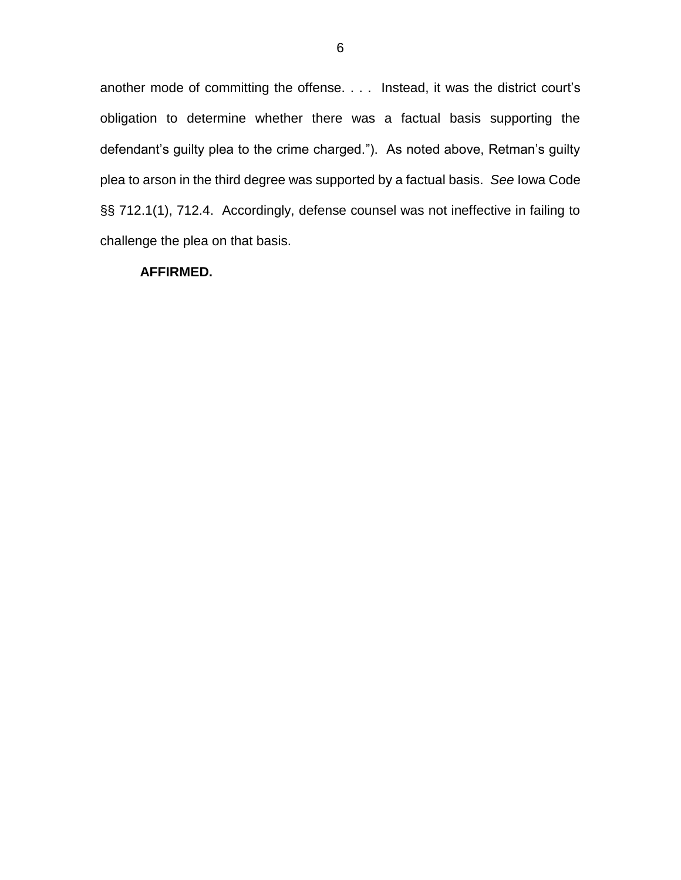another mode of committing the offense. . . . Instead, it was the district court's obligation to determine whether there was a factual basis supporting the defendant's guilty plea to the crime charged."). As noted above, Retman's guilty plea to arson in the third degree was supported by a factual basis. *See* Iowa Code §§ 712.1(1), 712.4. Accordingly, defense counsel was not ineffective in failing to challenge the plea on that basis.

**AFFIRMED.**